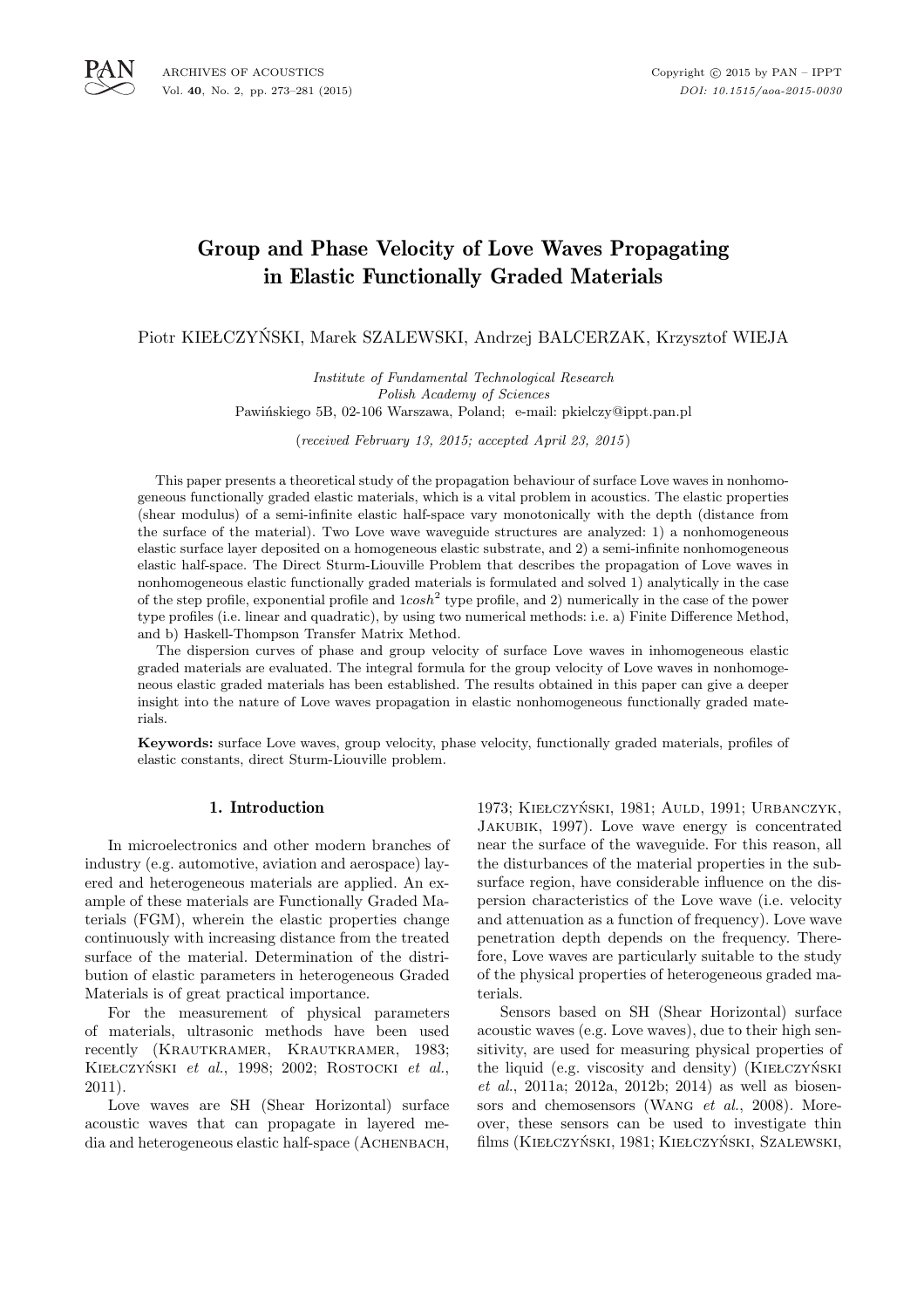# Group and Phase Velocity of Love Waves Propagating in Elastic Functionally Graded Materials

Piotr KIEŁCZYŃSKI, Marek SZALEWSKI, Andrzej BALCERZAK, Krzysztof WIEJA

*Institute of Fundamental Technological Research*
*Polish Academy of Sciences*
Pawińskiego 5B, 02-106 Warszawa, Poland; e-mail: pkielczy@ippt.pan.pl

(*received February 13, 2015; accepted April 23, 2015*)

This paper presents a theoretical study of the propagation behaviour of surface Love waves in nonhomogeneous functionally graded elastic materials, which is a vital problem in acoustics. The elastic properties (shear modulus) of a semi-infinite elastic half-space vary monotonically with the depth (distance from the surface of the material). Two Love wave waveguide structures are analyzed: 1) a nonhomogeneous elastic surface layer deposited on a homogeneous elastic substrate, and 2) a semi-infinite nonhomogeneous elastic half-space. The Direct Sturm-Liouville Problem that describes the propagation of Love waves in nonhomogeneous elastic functionally graded materials is formulated and solved 1) analytically in the case of the step profile, exponential profile and $1cosh^2$ type profile, and 2) numerically in the case of the power type profiles (i.e. linear and quadratic), by using two numerical methods: i.e. a) Finite Difference Method, and b) Haskell-Thompson Transfer Matrix Method.

The dispersion curves of phase and group velocity of surface Love waves in inhomogeneous elastic graded materials are evaluated. The integral formula for the group velocity of Love waves in nonhomogeneous elastic graded materials has been established. The results obtained in this paper can give a deeper insight into the nature of Love waves propagation in elastic nonhomogeneous functionally graded materials.

**Keywords:** surface Love waves, group velocity, phase velocity, functionally graded materials, profiles of elastic constants, direct Sturm-Liouville problem.

## 1. Introduction

In microelectronics and other modern branches of industry (e.g. automotive, aviation and aerospace) layered and heterogeneous materials are applied. An example of these materials are Functionally Graded Materials (FGM), wherein the elastic properties change continuously with increasing distance from the treated surface of the material. Determination of the distribution of elastic parameters in heterogeneous Graded Materials is of great practical importance.

For the measurement of physical parameters of materials, ultrasonic methods have been used recently (Krautkramer, Krautkramer, 1983; Kiełczyński *et al.*, 1998; 2002; Rostocki *et al.*, 2011).

Love waves are SH (Shear Horizontal) surface acoustic waves that can propagate in layered media and heterogeneous elastic half-space (Achenbach, 1973; Kiełczyński, 1981; Auld, 1991; Urbanczyk, Jakubik, 1997). Love wave energy is concentrated near the surface of the waveguide. For this reason, all the disturbances of the material properties in the subsurface region, have considerable influence on the dispersion characteristics of the Love wave (i.e. velocity and attenuation as a function of frequency). Love wave penetration depth depends on the frequency. Therefore, Love waves are particularly suitable to the study of the physical properties of heterogeneous graded materials.

Sensors based on SH (Shear Horizontal) surface acoustic waves (e.g. Love waves), due to their high sensitivity, are used for measuring physical properties of the liquid (e.g. viscosity and density) (Kiełczyński *et al.*, 2011a; 2012a, 2012b; 2014) as well as biosensors and chemosensors (Wang *et al.*, 2008). Moreover, these sensors can be used to investigate thin films (Kiełczyński, 1981; Kiełczyński, Szalewski,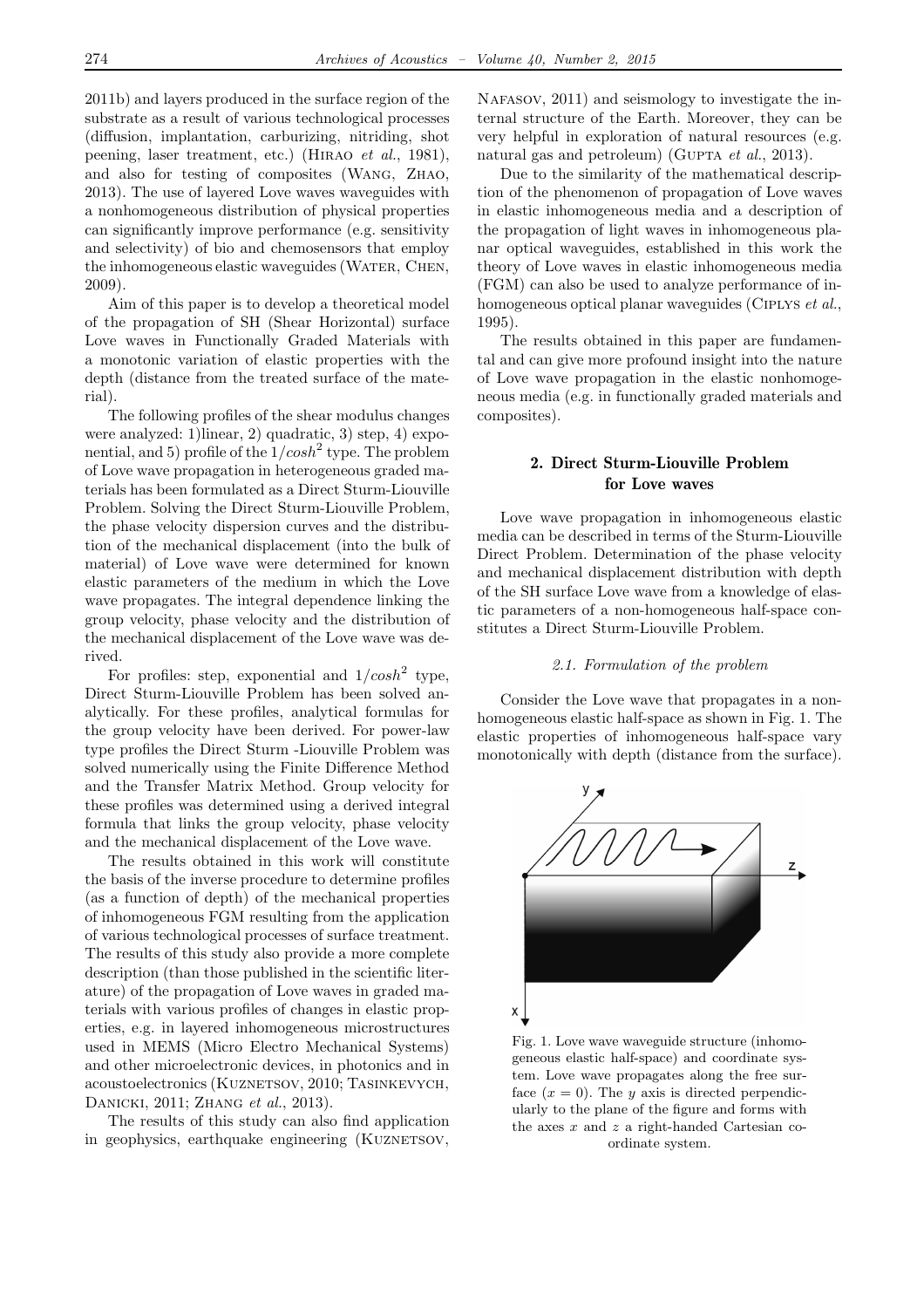2011b) and layers produced in the surface region of the substrate as a result of various technological processes (diffusion, implantation, carburizing, nitriding, shot peening, laser treatment, etc.) (Hirao *et al.*, 1981), and also for testing of composites (Wang, Zhao, 2013). The use of layered Love waves waveguides with a nonhomogeneous distribution of physical properties can significantly improve performance (e.g. sensitivity and selectivity) of bio and chemosensors that employ the inhomogeneous elastic waveguides (Water, Chen, 2009).

Aim of this paper is to develop a theoretical model of the propagation of SH (Shear Horizontal) surface Love waves in Functionally Graded Materials with a monotonic variation of elastic properties with the depth (distance from the treated surface of the material).

The following profiles of the shear modulus changes were analyzed: 1)linear, 2) quadratic, 3) step, 4) exponential, and 5) profile of the $1/cosh^2$ type. The problem of Love wave propagation in heterogeneous graded materials has been formulated as a Direct Sturm-Liouville Problem. Solving the Direct Sturm-Liouville Problem, the phase velocity dispersion curves and the distribution of the mechanical displacement (into the bulk of material) of Love wave were determined for known elastic parameters of the medium in which the Love wave propagates. The integral dependence linking the group velocity, phase velocity and the distribution of the mechanical displacement of the Love wave was derived.

For profiles: step, exponential and $1/cosh^2$ type, Direct Sturm-Liouville Problem has been solved analytically. For these profiles, analytical formulas for the group velocity have been derived. For power-law type profiles the Direct Sturm -Liouville Problem was solved numerically using the Finite Difference Method and the Transfer Matrix Method. Group velocity for these profiles was determined using a derived integral formula that links the group velocity, phase velocity and the mechanical displacement of the Love wave.

The results obtained in this work will constitute the basis of the inverse procedure to determine profiles (as a function of depth) of the mechanical properties of inhomogeneous FGM resulting from the application of various technological processes of surface treatment. The results of this study also provide a more complete description (than those published in the scientific literature) of the propagation of Love waves in graded materials with various profiles of changes in elastic properties, e.g. in layered inhomogeneous microstructures used in MEMS (Micro Electro Mechanical Systems) and other microelectronic devices, in photonics and in acoustoelectronics (Kuznetsov, 2010; Tasinkevych, Danicki, 2011; Zhang *et al.*, 2013).

The results of this study can also find application in geophysics, earthquake engineering (Kuznetsov, Nafasov, 2011) and seismology to investigate the internal structure of the Earth. Moreover, they can be very helpful in exploration of natural resources (e.g. natural gas and petroleum) (Gupta *et al.*, 2013).

Due to the similarity of the mathematical description of the phenomenon of propagation of Love waves in elastic inhomogeneous media and a description of the propagation of light waves in inhomogeneous planar optical waveguides, established in this work the theory of Love waves in elastic inhomogeneous media (FGM) can also be used to analyze performance of inhomogeneous optical planar waveguides (Ciplys *et al.*, 1995).

The results obtained in this paper are fundamental and can give more profound insight into the nature of Love wave propagation in the elastic nonhomogeneous media (e.g. in functionally graded materials and composites).

## 2. Direct Sturm-Liouville Problem for Love waves

Love wave propagation in inhomogeneous elastic media can be described in terms of the Sturm-Liouville Direct Problem. Determination of the phase velocity and mechanical displacement distribution with depth of the SH surface Love wave from a knowledge of elastic parameters of a non-homogeneous half-space constitutes a Direct Sturm-Liouville Problem.

### *2.1. Formulation of the problem*

Consider the Love wave that propagates in a nonhomogeneous elastic half-space as shown in Fig. 1. The elastic properties of inhomogeneous half-space vary monotonically with depth (distance from the surface).

y

z

x

Fig. 1. Love wave waveguide structure (inhomogeneous elastic half-space) and coordinate system. Love wave propagates along the free surface ($x = 0$). The $y$ axis is directed perpendicularly to the plane of the figure and forms with the axes $x$ and $z$ a right-handed Cartesian coordinate system.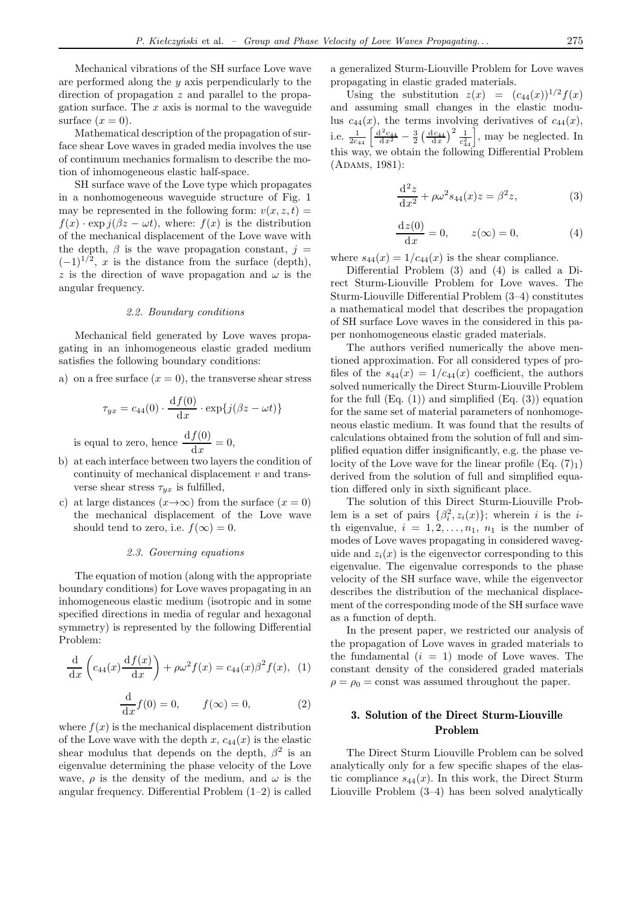Mechanical vibrations of the SH surface Love wave are performed along the $y$ axis perpendicularly to the direction of propagation $z$ and parallel to the propagation surface. The $x$ axis is normal to the waveguide surface ($x = 0$).

Mathematical description of the propagation of surface shear Love waves in graded media involves the use of continuum mechanics formalism to describe the motion of inhomogeneous elastic half-space.

SH surface wave of the Love type which propagates in a nonhomogeneous waveguide structure of Fig. 1 may be represented in the following form: $v(x, z, t) = f(x) \cdot \exp j(\beta z - \omega t)$, where: $f(x)$ is the distribution of the mechanical displacement of the Love wave with the depth, $\beta$ is the wave propagation constant, $j = (-1)^{1/2}$, $x$ is the distance from the surface (depth), $z$ is the direction of wave propagation and $\omega$ is the angular frequency.

### 2.2. Boundary conditions

Mechanical field generated by Love waves propagating in an inhomogeneous elastic graded medium satisfies the following boundary conditions:

a) on a free surface ($x = 0$), the transverse shear stress

$$\tau_{yx} = c_{44}(0) \cdot \frac{\mathrm{d}f(0)}{\mathrm{d}x} \cdot \exp\{j(\beta z - \omega t)\}$$

is equal to zero, hence $\dfrac{\mathrm{d}f(0)}{\mathrm{d}x} = 0$,

b) at each interface between two layers the condition of continuity of mechanical displacement $v$ and transverse shear stress $\tau_{yx}$ is fulfilled,

c) at large distances ($x \to \infty$) from the surface ($x = 0$) the mechanical displacement of the Love wave should tend to zero, i.e. $f(\infty) = 0$.

### 2.3. Governing equations

The equation of motion (along with the appropriate boundary conditions) for Love waves propagating in an inhomogeneous elastic medium (isotropic and in some specified directions in media of regular and hexagonal symmetry) is represented by the following Differential Problem:

$$\frac{\mathrm{d}}{\mathrm{d}x}\left(c_{44}(x)\frac{\mathrm{d}f(x)}{\mathrm{d}x}\right) + \rho\omega^2 f(x) = c_{44}(x)\beta^2 f(x), \quad (1)$$

$$\frac{\mathrm{d}}{\mathrm{d}x}f(0) = 0, \qquad f(\infty) = 0, \quad (2)$$

where $f(x)$ is the mechanical displacement distribution of the Love wave with the depth $x$, $c_{44}(x)$ is the elastic shear modulus that depends on the depth, $\beta^2$ is an eigenvalue determining the phase velocity of the Love wave, $\rho$ is the density of the medium, and $\omega$ is the angular frequency. Differential Problem (1–2) is called a generalized Sturm-Liouville Problem for Love waves propagating in elastic graded materials.

Using the substitution $z(x) = (c_{44}(x))^{1/2} f(x)$ and assuming small changes in the elastic modulus $c_{44}(x)$, the terms involving derivatives of $c_{44}(x)$, i.e. $\frac{1}{2c_{44}}\left[\frac{\mathrm{d}^2 c_{44}}{\mathrm{d}x^2} - \frac{3}{2}\left(\frac{\mathrm{d}c_{44}}{\mathrm{d}x}\right)^2 \frac{1}{c_{44}^2}\right]$, may be neglected. In this way, we obtain the following Differential Problem (Adams, 1981):

$$\frac{\mathrm{d}^2 z}{\mathrm{d}x^2} + \rho\omega^2 s_{44}(x) z = \beta^2 z, \quad (3)$$

$$\frac{\mathrm{d}z(0)}{\mathrm{d}x} = 0, \qquad z(\infty) = 0, \quad (4)$$

where $s_{44}(x) = 1/c_{44}(x)$ is the shear compliance.

Differential Problem (3) and (4) is called a Direct Sturm-Liouville Problem for Love waves. The Sturm-Liouville Differential Problem (3–4) constitutes a mathematical model that describes the propagation of SH surface Love waves in the considered in this paper nonhomogeneous elastic graded materials.

The authors verified numerically the above mentioned approximation. For all considered types of profiles of the $s_{44}(x) = 1/c_{44}(x)$ coefficient, the authors solved numerically the Direct Sturm-Liouville Problem for the full (Eq. (1)) and simplified (Eq. (3)) equation for the same set of material parameters of nonhomogeneous elastic medium. It was found that the results of calculations obtained from the solution of full and simplified equation differ insignificantly, e.g. the phase velocity of the Love wave for the linear profile (Eq. $(7)_1$) derived from the solution of full and simplified equation differed only in sixth significant place.

The solution of this Direct Sturm-Liouville Problem is a set of pairs $\{\beta_i^2, z_i(x)\}$; wherein $i$ is the $i$-th eigenvalue, $i = 1, 2, \ldots, n_1$, $n_1$ is the number of modes of Love waves propagating in considered waveguide and $z_i(x)$ is the eigenvector corresponding to this eigenvalue. The eigenvalue corresponds to the phase velocity of the SH surface wave, while the eigenvector describes the distribution of the mechanical displacement of the corresponding mode of the SH surface wave as a function of depth.

In the present paper, we restricted our analysis of the propagation of Love waves in graded materials to the fundamental ($i = 1$) mode of Love waves. The constant density of the considered graded materials $\rho = \rho_0 = \text{const}$ was assumed throughout the paper.

## 3. Solution of the Direct Sturm-Liouville Problem

The Direct Sturm Liouville Problem can be solved analytically only for a few specific shapes of the elastic compliance $s_{44}(x)$. In this work, the Direct Sturm Liouville Problem (3–4) has been solved analytically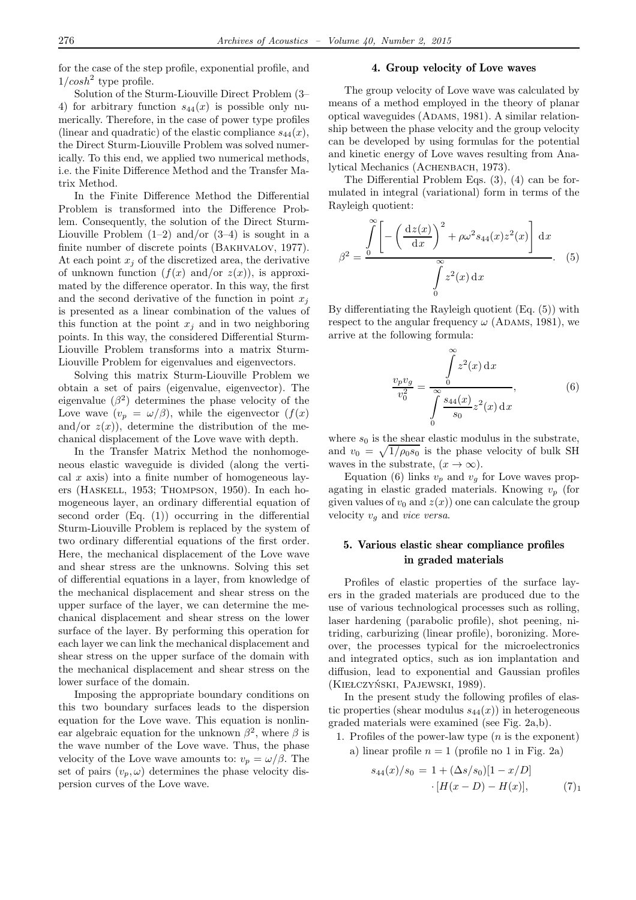for the case of the step profile, exponential profile, and $1/cosh^2$ type profile.

Solution of the Sturm-Liouville Direct Problem (3–4) for arbitrary function $s_{44}(x)$ is possible only numerically. Therefore, in the case of power type profiles (linear and quadratic) of the elastic compliance $s_{44}(x)$, the Direct Sturm-Liouville Problem was solved numerically. To this end, we applied two numerical methods, i.e. the Finite Difference Method and the Transfer Matrix Method.

In the Finite Difference Method the Differential Problem is transformed into the Difference Problem. Consequently, the solution of the Direct Sturm-Liouville Problem (1–2) and/or (3–4) is sought in a finite number of discrete points (Bakhvalov, 1977). At each point $x_j$ of the discretized area, the derivative of unknown function ($f(x)$ and/or $z(x)$), is approximated by the difference operator. In this way, the first and the second derivative of the function in point $x_j$ is presented as a linear combination of the values of this function at the point $x_j$ and in two neighboring points. In this way, the considered Differential Sturm-Liouville Problem transforms into a matrix Sturm-Liouville Problem for eigenvalues and eigenvectors.

Solving this matrix Sturm-Liouville Problem we obtain a set of pairs (eigenvalue, eigenvector). The eigenvalue ($\beta^2$) determines the phase velocity of the Love wave ($v_p = \omega/\beta$), while the eigenvector ($f(x)$ and/or $z(x)$), determine the distribution of the mechanical displacement of the Love wave with depth.

In the Transfer Matrix Method the nonhomogeneous elastic waveguide is divided (along the vertical $x$ axis) into a finite number of homogeneous layers (Haskell, 1953; Thompson, 1950). In each homogeneous layer, an ordinary differential equation of second order (Eq. (1)) occurring in the differential Sturm-Liouville Problem is replaced by the system of two ordinary differential equations of the first order. Here, the mechanical displacement of the Love wave and shear stress are the unknowns. Solving this set of differential equations in a layer, from knowledge of the mechanical displacement and shear stress on the upper surface of the layer, we can determine the mechanical displacement and shear stress on the lower surface of the layer. By performing this operation for each layer we can link the mechanical displacement and shear stress on the upper surface of the domain with the mechanical displacement and shear stress on the lower surface of the domain.

Imposing the appropriate boundary conditions on this two boundary surfaces leads to the dispersion equation for the Love wave. This equation is nonlinear algebraic equation for the unknown $\beta^2$, where $\beta$ is the wave number of the Love wave. Thus, the phase velocity of the Love wave amounts to: $v_p = \omega/\beta$. The set of pairs ($v_p, \omega$) determines the phase velocity dispersion curves of the Love wave.

## 4. Group velocity of Love waves

The group velocity of Love wave was calculated by means of a method employed in the theory of planar optical waveguides (Adams, 1981). A similar relationship between the phase velocity and the group velocity can be developed by using formulas for the potential and kinetic energy of Love waves resulting from Analytical Mechanics (Achenbach, 1973).

The Differential Problem Eqs. (3), (4) can be formulated in integral (variational) form in terms of the Rayleigh quotient:

$$\beta^2 = \frac{\int\limits_0^\infty \left[ -\left(\frac{\mathrm{d}z(x)}{\mathrm{d}x}\right)^2 + \rho\omega^2 s_{44}(x) z^2(x) \right] \mathrm{d}x}{\int\limits_0^\infty z^2(x)\,\mathrm{d}x}. \tag{5}$$

By differentiating the Rayleigh quotient (Eq. (5)) with respect to the angular frequency $\omega$ (Adams, 1981), we arrive at the following formula:

$$\frac{v_p v_g}{v_0^2} = \frac{\int\limits_0^\infty z^2(x)\,\mathrm{d}x}{\int\limits_0^\infty \frac{s_{44}(x)}{s_0} z^2(x)\,\mathrm{d}x}, \tag{6}$$

where $s_0$ is the shear elastic modulus in the substrate, and $v_0 = \sqrt{1/\rho_0 s_0}$ is the phase velocity of bulk SH waves in the substrate, ($x \to \infty$).

Equation (6) links $v_p$ and $v_g$ for Love waves propagating in elastic graded materials. Knowing $v_p$ (for given values of $v_0$ and $z(x)$) one can calculate the group velocity $v_g$ and *vice versa*.

## 5. Various elastic shear compliance profiles in graded materials

Profiles of elastic properties of the surface layers in the graded materials are produced due to the use of various technological processes such as rolling, laser hardening (parabolic profile), shot peening, nitriding, carburizing (linear profile), boronizing. Moreover, the processes typical for the microelectronics and integrated optics, such as ion implantation and diffusion, lead to exponential and Gaussian profiles (Kiełczyński, Pajewski, 1989).

In the present study the following profiles of elastic properties (shear modulus $s_{44}(x)$) in heterogeneous graded materials were examined (see Fig. 2a,b).

1. Profiles of the power-law type ($n$ is the exponent)
   a) linear profile $n = 1$ (profile no 1 in Fig. 2a)

$$s_{44}(x)/s_0 = 1 + (\Delta s/s_0)[1 - x/D] \cdot [H(x - D) - H(x)], \tag{7$_1$}$$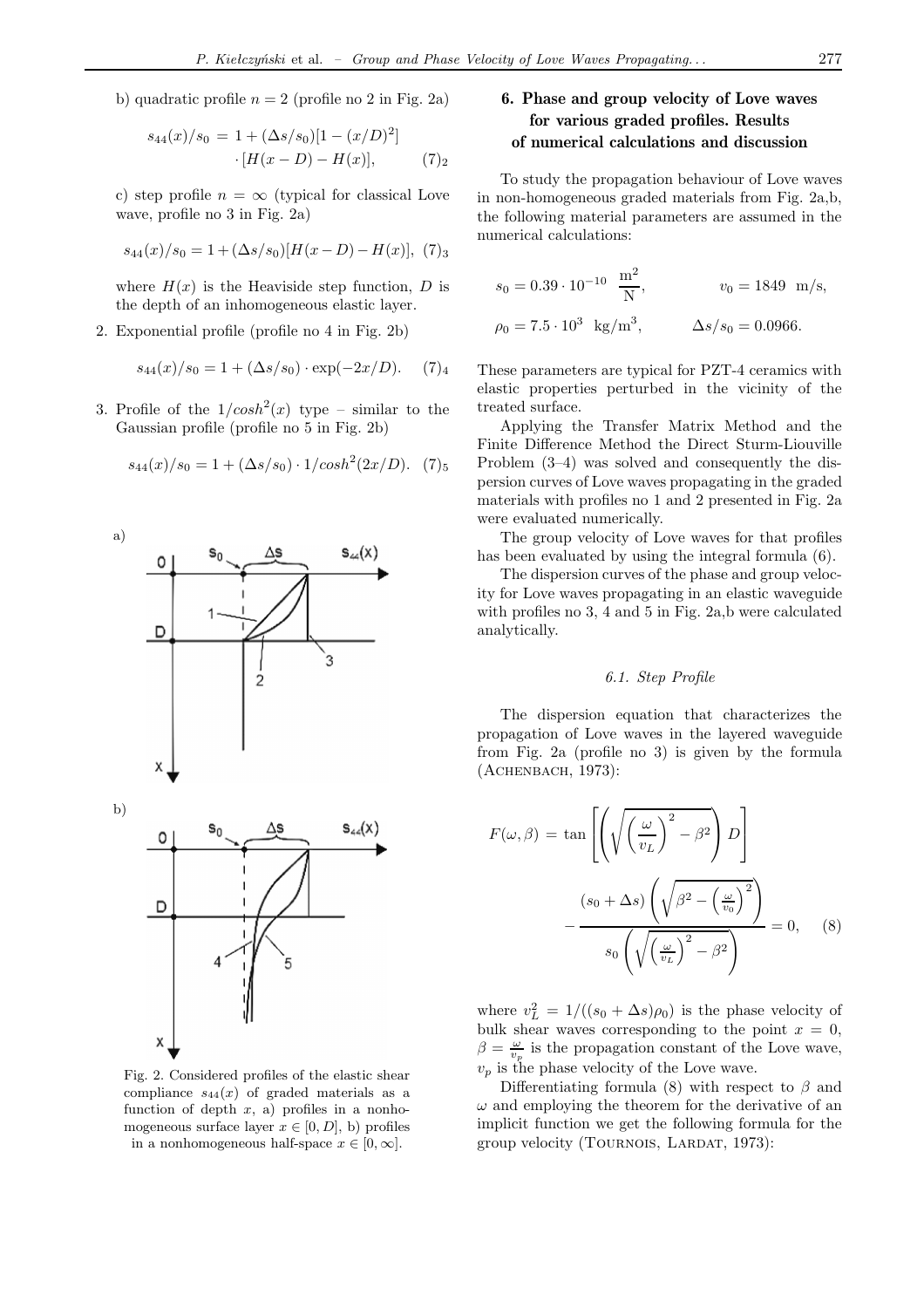b) quadratic profile $n = 2$ (profile no 2 in Fig. 2a)

$$s_{44}(x)/s_0 = 1 + (\Delta s/s_0)[1 - (x/D)^2] \cdot [H(x - D) - H(x)], \qquad (7)_2$$

c) step profile $n = \infty$ (typical for classical Love wave, profile no 3 in Fig. 2a)

$$s_{44}(x)/s_0 = 1 + (\Delta s/s_0)[H(x - D) - H(x)], \quad (7)_3$$

where $H(x)$ is the Heaviside step function, $D$ is the depth of an inhomogeneous elastic layer.

2. Exponential profile (profile no 4 in Fig. 2b)

$$s_{44}(x)/s_0 = 1 + (\Delta s/s_0) \cdot \exp(-2x/D). \quad (7)_4$$

3. Profile of the $1/cosh^2(x)$ type – similar to the Gaussian profile (profile no 5 in Fig. 2b)

$$s_{44}(x)/s_0 = 1 + (\Delta s/s_0) \cdot 1/cosh^2(2x/D). \quad (7)_5$$

Fig. 2. Considered profiles of the elastic shear compliance $s_{44}(x)$ of graded materials as a function of depth $x$, a) profiles in a nonhomogeneous surface layer $x \in [0, D]$, b) profiles in a nonhomogeneous half-space $x \in [0, \infty]$.

## 6. Phase and group velocity of Love waves for various graded profiles. Results of numerical calculations and discussion

To study the propagation behaviour of Love waves in non-homogeneous graded materials from Fig. 2a,b, the following material parameters are assumed in the numerical calculations:

$$s_0 = 0.39 \cdot 10^{-10} \ \frac{\text{m}^2}{\text{N}}, \qquad v_0 = 1849 \ \text{m/s},$$

$$\rho_0 = 7.5 \cdot 10^3 \ \text{kg/m}^3, \qquad \Delta s/s_0 = 0.0966.$$

These parameters are typical for PZT-4 ceramics with elastic properties perturbed in the vicinity of the treated surface.

Applying the Transfer Matrix Method and the Finite Difference Method the Direct Sturm-Liouville Problem (3–4) was solved and consequently the dispersion curves of Love waves propagating in the graded materials with profiles no 1 and 2 presented in Fig. 2a were evaluated numerically.

The group velocity of Love waves for that profiles has been evaluated by using the integral formula (6).

The dispersion curves of the phase and group velocity for Love waves propagating in an elastic waveguide with profiles no 3, 4 and 5 in Fig. 2a,b were calculated analytically.

### 6.1. Step Profile

The dispersion equation that characterizes the propagation of Love waves in the layered waveguide from Fig. 2a (profile no 3) is given by the formula (Achenbach, 1973):

$$F(\omega, \beta) = \tan\left[\left(\sqrt{\left(\frac{\omega}{v_L}\right)^2 - \beta^2}\right) D\right] - \frac{(s_0 + \Delta s)\left(\sqrt{\beta^2 - \left(\frac{\omega}{v_0}\right)^2}\right)}{s_0\left(\sqrt{\left(\frac{\omega}{v_L}\right)^2 - \beta^2}\right)} = 0, \quad (8)$$

where $v_L^2 = 1/((s_0 + \Delta s)\rho_0)$ is the phase velocity of bulk shear waves corresponding to the point $x = 0$, $\beta = \frac{\omega}{v_p}$ is the propagation constant of the Love wave, $v_p$ is the phase velocity of the Love wave.

Differentiating formula (8) with respect to $\beta$ and $\omega$ and employing the theorem for the derivative of an implicit function we get the following formula for the group velocity (Tournois, Lardat, 1973):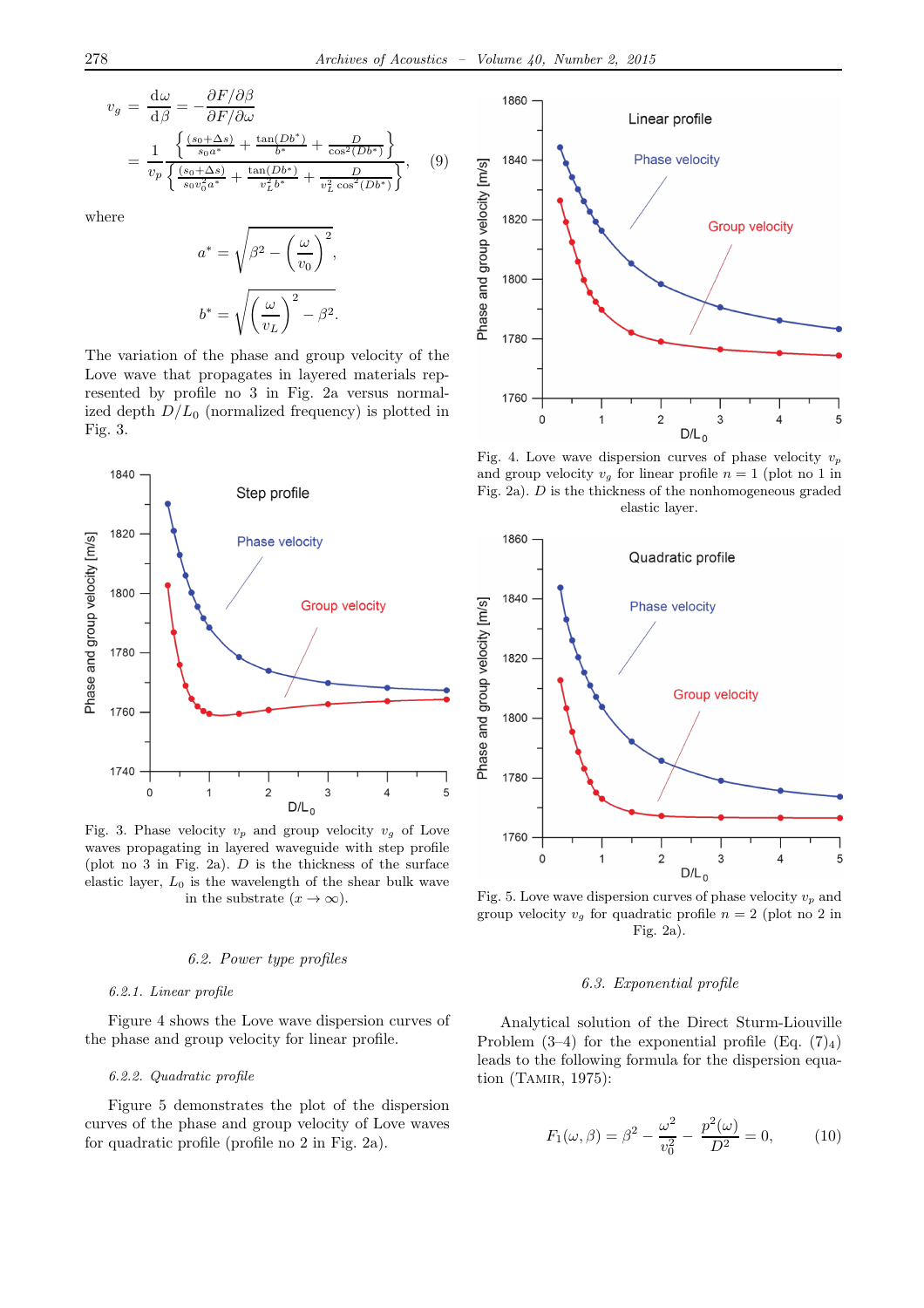$$v_g = \frac{d\omega}{d\beta} = -\frac{\partial F/\partial \beta}{\partial F/\partial \omega} = \frac{1}{v_p} \frac{\left\{ \frac{(s_0+\Delta s)}{s_0 a^*} + \frac{\tan(Db^*)}{b^*} + \frac{D}{\cos^2(Db^*)} \right\}}{\left\{ \frac{(s_0+\Delta s)}{s_0 v_0^2 a^*} + \frac{\tan(Db^*)}{v_L^2 b^*} + \frac{D}{v_L^2 \cos^2(Db^*)} \right\}}, \tag{9}$$

where

$$a^* = \sqrt{\beta^2 - \left(\frac{\omega}{v_0}\right)^2},$$

$$b^* = \sqrt{\left(\frac{\omega}{v_L}\right)^2 - \beta^2}.$$

The variation of the phase and group velocity of the Love wave that propagates in layered materials represented by profile no 3 in Fig. 2a versus normalized depth $D/L_0$ (normalized frequency) is plotted in Fig. 3.

Fig. 3. Phase velocity $v_p$ and group velocity $v_g$ of Love waves propagating in layered waveguide with step profile (plot no 3 in Fig. 2a). $D$ is the thickness of the surface elastic layer, $L_0$ is the wavelength of the shear bulk wave in the substrate ($x \to \infty$).

### 6.2. Power type profiles

#### 6.2.1. Linear profile

Figure 4 shows the Love wave dispersion curves of the phase and group velocity for linear profile.

#### 6.2.2. Quadratic profile

Figure 5 demonstrates the plot of the dispersion curves of the phase and group velocity of Love waves for quadratic profile (profile no 2 in Fig. 2a).

Fig. 4. Love wave dispersion curves of phase velocity $v_p$ and group velocity $v_g$ for linear profile $n = 1$ (plot no 1 in Fig. 2a). $D$ is the thickness of the nonhomogeneous graded elastic layer.

Fig. 5. Love wave dispersion curves of phase velocity $v_p$ and group velocity $v_g$ for quadratic profile $n = 2$ (plot no 2 in Fig. 2a).

### 6.3. Exponential profile

Analytical solution of the Direct Sturm-Liouville Problem (3–4) for the exponential profile (Eq. $(7)_4$) leads to the following formula for the dispersion equation (Tamir, 1975):

$$F_1(\omega, \beta) = \beta^2 - \frac{\omega^2}{v_0^2} - \frac{p^2(\omega)}{D^2} = 0, \tag{10}$$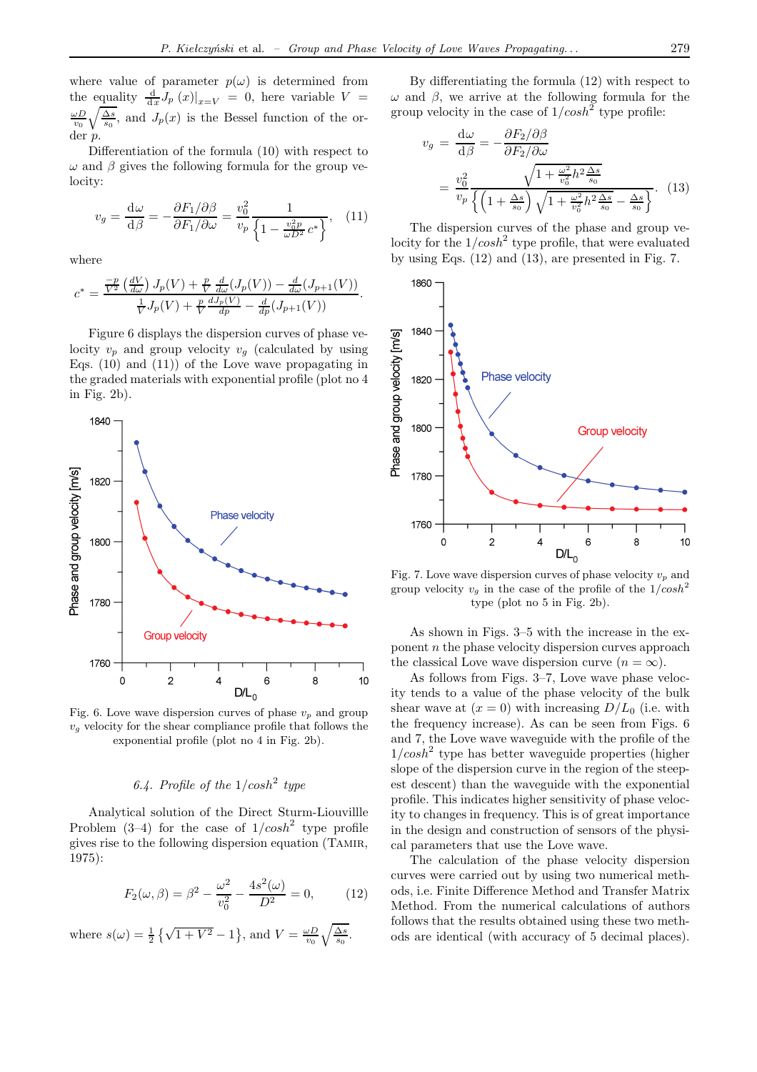where value of parameter $p(\omega)$ is determined from the equality $\frac{\mathrm{d}}{\mathrm{d}x}J_p(x)|_{x=V} = 0$, here variable $V = \frac{\omega D}{v_0}\sqrt{\frac{\Delta s}{s_0}}$, and $J_p(x)$ is the Bessel function of the order $p$.

Differentiation of the formula (10) with respect to $\omega$ and $\beta$ gives the following formula for the group velocity:

$$v_g = \frac{\mathrm{d}\omega}{\mathrm{d}\beta} = -\frac{\partial F_1/\partial\beta}{\partial F_1/\partial\omega} = \frac{v_0^2}{v_p}\frac{1}{\left\{1 - \frac{v_0^2 p}{\omega D^2}c^*\right\}}, \quad (11)$$

where

$$c^* = \frac{\frac{-p}{V^2}\left(\frac{dV}{d\omega}\right)J_p(V) + \frac{p}{V}\frac{d}{d\omega}(J_p(V)) - \frac{d}{d\omega}(J_{p+1}(V))}{\frac{1}{V}J_p(V) + \frac{p}{V}\frac{dJ_p(V)}{dp} - \frac{d}{dp}(J_{p+1}(V))}.$$

Figure 6 displays the dispersion curves of phase velocity $v_p$ and group velocity $v_g$ (calculated by using Eqs. (10) and (11)) of the Love wave propagating in the graded materials with exponential profile (plot no 4 in Fig. 2b).

Fig. 6. Love wave dispersion curves of phase $v_p$ and group $v_g$ velocity for the shear compliance profile that follows the exponential profile (plot no 4 in Fig. 2b).

### 6.4. Profile of the $1/cosh^2$ type

Analytical solution of the Direct Sturm-Liouvillle Problem (3–4) for the case of $1/cosh^2$ type profile gives rise to the following dispersion equation (Tamir, 1975):

$$F_2(\omega,\beta) = \beta^2 - \frac{\omega^2}{v_0^2} - \frac{4s^2(\omega)}{D^2} = 0, \quad (12)$$

where $s(\omega) = \frac{1}{2}\left\{\sqrt{1+V^2} - 1\right\}$, and $V = \frac{\omega D}{v_0}\sqrt{\frac{\Delta s}{s_0}}$.

By differentiating the formula (12) with respect to $\omega$ and $\beta$, we arrive at the following formula for the group velocity in the case of $1/cosh^2$ type profile:

$$\begin{aligned} v_g &= \frac{\mathrm{d}\omega}{\mathrm{d}\beta} = -\frac{\partial F_2/\partial\beta}{\partial F_2/\partial\omega} \\ &= \frac{v_0^2}{v_p}\frac{\sqrt{1+\frac{\omega^2}{v_0^2}h^2\frac{\Delta s}{s_0}}}{\left\{\left(1+\frac{\Delta s}{s_0}\right)\sqrt{1+\frac{\omega^2}{v_0^2}h^2\frac{\Delta s}{s_0}} - \frac{\Delta s}{s_0}\right\}}. \quad (13) \end{aligned}$$

The dispersion curves of the phase and group velocity for the $1/cosh^2$ type profile, that were evaluated by using Eqs. (12) and (13), are presented in Fig. 7.

Fig. 7. Love wave dispersion curves of phase velocity $v_p$ and group velocity $v_g$ in the case of the profile of the $1/cosh^2$ type (plot no 5 in Fig. 2b).

As shown in Figs. 3–5 with the increase in the exponent $n$ the phase velocity dispersion curves approach the classical Love wave dispersion curve ($n = \infty$).

As follows from Figs. 3–7, Love wave phase velocity tends to a value of the phase velocity of the bulk shear wave at ($x = 0$) with increasing $D/L_0$ (i.e. with the frequency increase). As can be seen from Figs. 6 and 7, the Love wave waveguide with the profile of the $1/cosh^2$ type has better waveguide properties (higher slope of the dispersion curve in the region of the steepest descent) than the waveguide with the exponential profile. This indicates higher sensitivity of phase velocity to changes in frequency. This is of great importance in the design and construction of sensors of the physical parameters that use the Love wave.

The calculation of the phase velocity dispersion curves were carried out by using two numerical methods, i.e. Finite Difference Method and Transfer Matrix Method. From the numerical calculations of authors follows that the results obtained using these two methods are identical (with accuracy of 5 decimal places).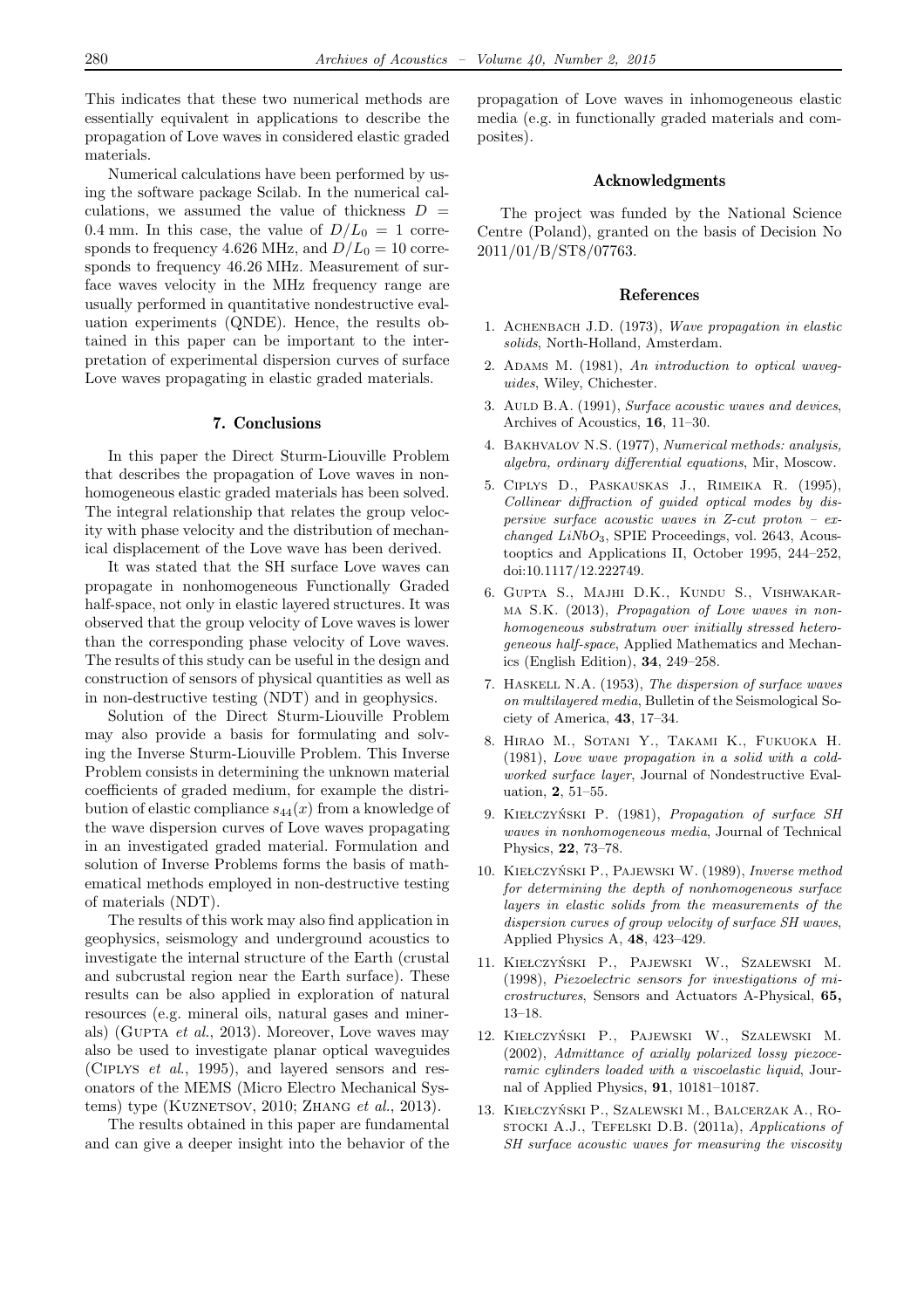This indicates that these two numerical methods are essentially equivalent in applications to describe the propagation of Love waves in considered elastic graded materials.

Numerical calculations have been performed by using the software package Scilab. In the numerical calculations, we assumed the value of thickness $D = 0.4$ mm. In this case, the value of $D/L_0 = 1$ corresponds to frequency 4.626 MHz, and $D/L_0 = 10$ corresponds to frequency 46.26 MHz. Measurement of surface waves velocity in the MHz frequency range are usually performed in quantitative nondestructive evaluation experiments (QNDE). Hence, the results obtained in this paper can be important to the interpretation of experimental dispersion curves of surface Love waves propagating in elastic graded materials.

## 7. Conclusions

In this paper the Direct Sturm-Liouville Problem that describes the propagation of Love waves in nonhomogeneous elastic graded materials has been solved. The integral relationship that relates the group velocity with phase velocity and the distribution of mechanical displacement of the Love wave has been derived.

It was stated that the SH surface Love waves can propagate in nonhomogeneous Functionally Graded half-space, not only in elastic layered structures. It was observed that the group velocity of Love waves is lower than the corresponding phase velocity of Love waves. The results of this study can be useful in the design and construction of sensors of physical quantities as well as in non-destructive testing (NDT) and in geophysics.

Solution of the Direct Sturm-Liouville Problem may also provide a basis for formulating and solving the Inverse Sturm-Liouville Problem. This Inverse Problem consists in determining the unknown material coefficients of graded medium, for example the distribution of elastic compliance $s_{44}(x)$ from a knowledge of the wave dispersion curves of Love waves propagating in an investigated graded material. Formulation and solution of Inverse Problems forms the basis of mathematical methods employed in non-destructive testing of materials (NDT).

The results of this work may also find application in geophysics, seismology and underground acoustics to investigate the internal structure of the Earth (crustal and subcrustal region near the Earth surface). These results can be also applied in exploration of natural resources (e.g. mineral oils, natural gases and minerals) (Gupta *et al.*, 2013). Moreover, Love waves may also be used to investigate planar optical waveguides (Ciplys *et al.*, 1995), and layered sensors and resonators of the MEMS (Micro Electro Mechanical Systems) type (Kuznetsov, 2010; Zhang *et al.*, 2013).

The results obtained in this paper are fundamental and can give a deeper insight into the behavior of the propagation of Love waves in inhomogeneous elastic media (e.g. in functionally graded materials and composites).

## Acknowledgments

The project was funded by the National Science Centre (Poland), granted on the basis of Decision No 2011/01/B/ST8/07763.

## References

1. Achenbach J.D. (1973), *Wave propagation in elastic solids*, North-Holland, Amsterdam.
2. Adams M. (1981), *An introduction to optical waveguides*, Wiley, Chichester.
3. Auld B.A. (1991), *Surface acoustic waves and devices*, Archives of Acoustics, **16**, 11–30.
4. Bakhvalov N.S. (1977), *Numerical methods: analysis, algebra, ordinary differential equations*, Mir, Moscow.
5. Ciplys D., Paskauskas J., Rimeika R. (1995), *Collinear diffraction of guided optical modes by dispersive surface acoustic waves in Z-cut proton – exchanged LiNbO$_3$*, SPIE Proceedings, vol. 2643, Acoustooptics and Applications II, October 1995, 244–252, doi:10.1117/12.222749.
6. Gupta S., Majhi D.K., Kundu S., Vishwakarma S.K. (2013), *Propagation of Love waves in non-homogeneous substratum over initially stressed heterogeneous half-space*, Applied Mathematics and Mechanics (English Edition), **34**, 249–258.
7. Haskell N.A. (1953), *The dispersion of surface waves on multilayered media*, Bulletin of the Seismological Society of America, **43**, 17–34.
8. Hirao M., Sotani Y., Takami K., Fukuoka H. (1981), *Love wave propagation in a solid with a cold-worked surface layer*, Journal of Nondestructive Evaluation, **2**, 51–55.
9. Kiełczyński P. (1981), *Propagation of surface SH waves in nonhomogeneous media*, Journal of Technical Physics, **22**, 73–78.
10. Kiełczyński P., Pajewski W. (1989), *Inverse method for determining the depth of nonhomogeneous surface layers in elastic solids from the measurements of the dispersion curves of group velocity of surface SH waves*, Applied Physics A, **48**, 423–429.
11. Kiełczyński P., Pajewski W., Szalewski M. (1998), *Piezoelectric sensors for investigations of microstructures*, Sensors and Actuators A-Physical, **65,** 13–18.
12. Kiełczyński P., Pajewski W., Szalewski M. (2002), *Admittance of axially polarized lossy piezoceramic cylinders loaded with a viscoelastic liquid*, Journal of Applied Physics, **91**, 10181–10187.
13. Kiełczyński P., Szalewski M., Balcerzak A., Rostocki A.J., Tefelski D.B. (2011a), *Applications of SH surface acoustic waves for measuring the viscosity*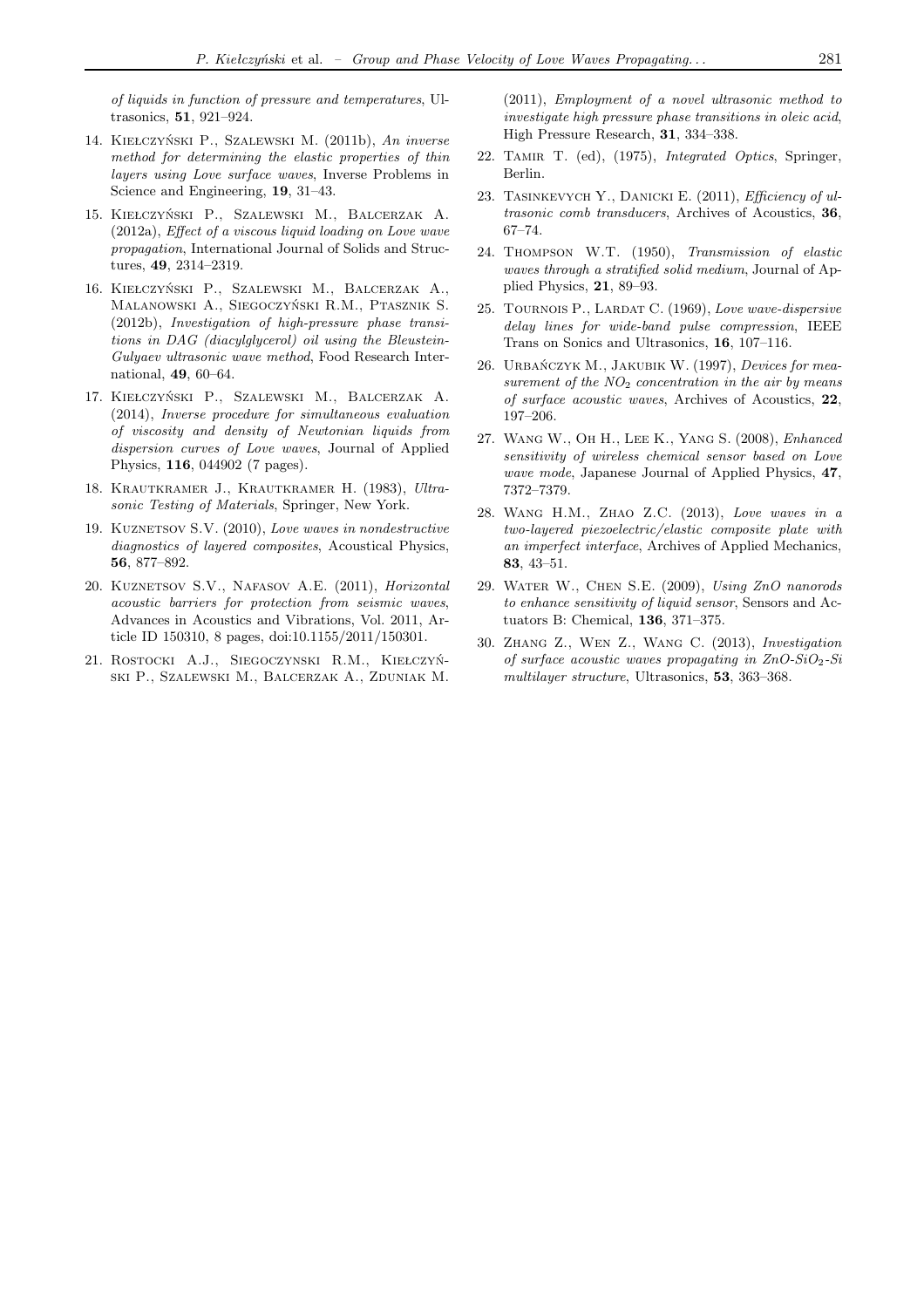of liquids in function of pressure and temperatures, Ultrasonics, **51**, 921–924.

14. Kiełczyński P., Szalewski M. (2011b), *An inverse method for determining the elastic properties of thin layers using Love surface waves*, Inverse Problems in Science and Engineering, **19**, 31–43.
15. Kiełczyński P., Szalewski M., Balcerzak A. (2012a), *Effect of a viscous liquid loading on Love wave propagation*, International Journal of Solids and Structures, **49**, 2314–2319.
16. Kiełczyński P., Szalewski M., Balcerzak A., Malanowski A., Siegoczyński R.M., Ptasznik S. (2012b), *Investigation of high-pressure phase transitions in DAG (diacylglycerol) oil using the Bleustein-Gulyaev ultrasonic wave method*, Food Research International, **49**, 60–64.
17. Kiełczyński P., Szalewski M., Balcerzak A. (2014), *Inverse procedure for simultaneous evaluation of viscosity and density of Newtonian liquids from dispersion curves of Love waves*, Journal of Applied Physics, **116**, 044902 (7 pages).
18. Krautkramer J., Krautkramer H. (1983), *Ultrasonic Testing of Materials*, Springer, New York.
19. Kuznetsov S.V. (2010), *Love waves in nondestructive diagnostics of layered composites*, Acoustical Physics, **56**, 877–892.
20. Kuznetsov S.V., Nafasov A.E. (2011), *Horizontal acoustic barriers for protection from seismic waves*, Advances in Acoustics and Vibrations, Vol. 2011, Article ID 150310, 8 pages, doi:10.1155/2011/150301.
21. Rostocki A.J., Siegoczynski R.M., Kiełczyński P., Szalewski M., Balcerzak A., Zduniak M. (2011), *Employment of a novel ultrasonic method to investigate high pressure phase transitions in oleic acid*, High Pressure Research, **31**, 334–338.
22. Tamir T. (ed), (1975), *Integrated Optics*, Springer, Berlin.
23. Tasinkevych Y., Danicki E. (2011), *Efficiency of ultrasonic comb transducers*, Archives of Acoustics, **36**, 67–74.
24. Thompson W.T. (1950), *Transmission of elastic waves through a stratified solid medium*, Journal of Applied Physics, **21**, 89–93.
25. Tournois P., Lardat C. (1969), *Love wave-dispersive delay lines for wide-band pulse compression*, IEEE Trans on Sonics and Ultrasonics, **16**, 107–116.
26. Urbańczyk M., Jakubik W. (1997), *Devices for measurement of the $NO_2$ concentration in the air by means of surface acoustic waves*, Archives of Acoustics, **22**, 197–206.
27. Wang W., Oh H., Lee K., Yang S. (2008), *Enhanced sensitivity of wireless chemical sensor based on Love wave mode*, Japanese Journal of Applied Physics, **47**, 7372–7379.
28. Wang H.M., Zhao Z.C. (2013), *Love waves in a two-layered piezoelectric/elastic composite plate with an imperfect interface*, Archives of Applied Mechanics, **83**, 43–51.
29. Water W., Chen S.E. (2009), *Using ZnO nanorods to enhance sensitivity of liquid sensor*, Sensors and Actuators B: Chemical, **136**, 371–375.
30. Zhang Z., Wen Z., Wang C. (2013), *Investigation of surface acoustic waves propagating in ZnO-$SiO_2$-Si multilayer structure*, Ultrasonics, **53**, 363–368.